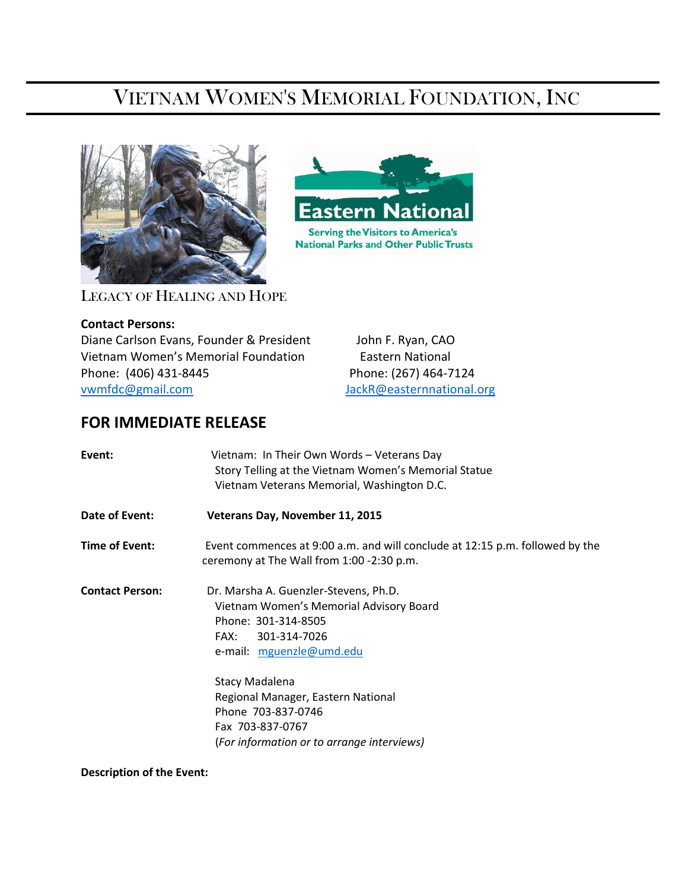# VIETNAM WOMEN'S MEMORIAL FOUNDATION, INC

Eastern National

Serving the Visitors to America's National Parks and Other Public Trusts

LEGACY OF HEALING AND HOPE

**Contact Persons:**

Diane Carlson Evans, Founder & President
Vietnam Women's Memorial Foundation
Phone: (406) 431-8445
vwmfdc@gmail.com

John F. Ryan, CAO
Eastern National
Phone: (267) 464-7124
JackR@easternnational.org

## FOR IMMEDIATE RELEASE

**Event:** Vietnam: In Their Own Words – Veterans Day
Story Telling at the Vietnam Women's Memorial Statue
Vietnam Veterans Memorial, Washington D.C.

**Date of Event:** **Veterans Day, November 11, 2015**

**Time of Event:** Event commences at 9:00 a.m. and will conclude at 12:15 p.m. followed by the ceremony at The Wall from 1:00 -2:30 p.m.

**Contact Person:** Dr. Marsha A. Guenzler-Stevens, Ph.D.
Vietnam Women's Memorial Advisory Board
Phone: 301-314-8505
FAX: 301-314-7026
e-mail: mguenzle@umd.edu

Stacy Madalena
Regional Manager, Eastern National
Phone 703-837-0746
Fax 703-837-0767
(*For information or to arrange interviews)*

**Description of the Event:**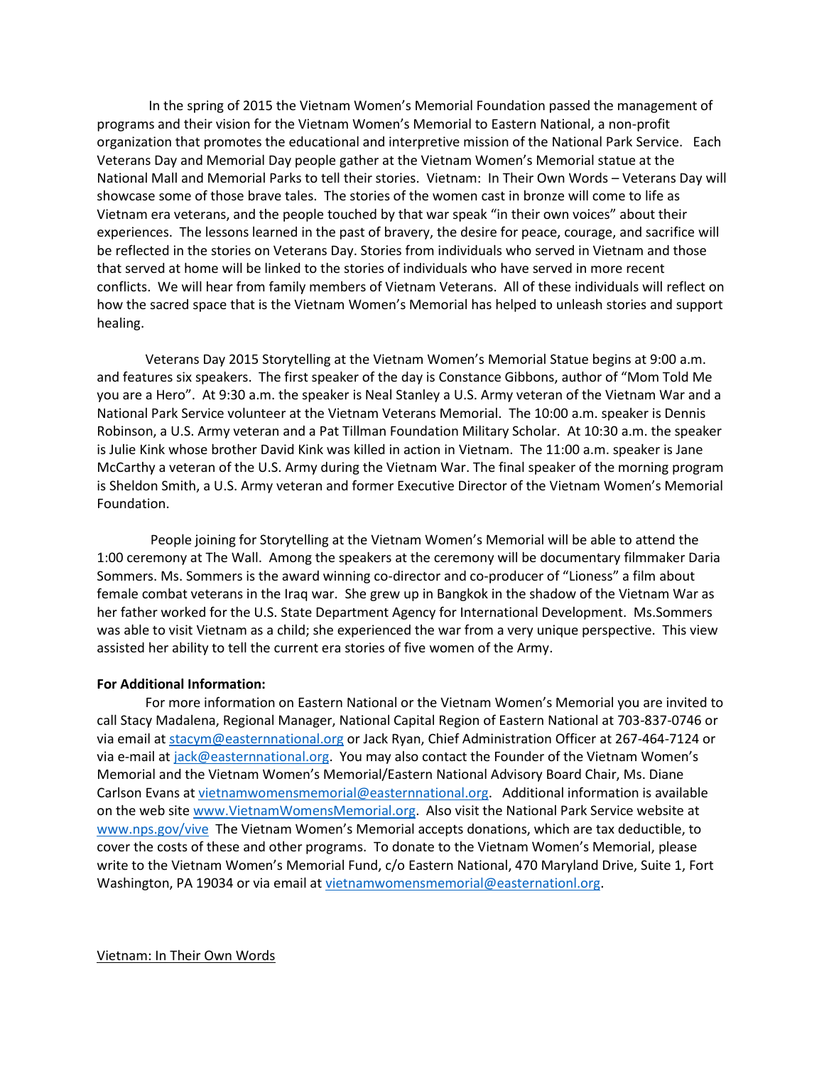In the spring of 2015 the Vietnam Women's Memorial Foundation passed the management of programs and their vision for the Vietnam Women's Memorial to Eastern National, a non-profit organization that promotes the educational and interpretive mission of the National Park Service. Each Veterans Day and Memorial Day people gather at the Vietnam Women's Memorial statue at the National Mall and Memorial Parks to tell their stories. Vietnam: In Their Own Words – Veterans Day will showcase some of those brave tales. The stories of the women cast in bronze will come to life as Vietnam era veterans, and the people touched by that war speak "in their own voices" about their experiences. The lessons learned in the past of bravery, the desire for peace, courage, and sacrifice will be reflected in the stories on Veterans Day. Stories from individuals who served in Vietnam and those that served at home will be linked to the stories of individuals who have served in more recent conflicts. We will hear from family members of Vietnam Veterans. All of these individuals will reflect on how the sacred space that is the Vietnam Women's Memorial has helped to unleash stories and support healing.

Veterans Day 2015 Storytelling at the Vietnam Women's Memorial Statue begins at 9:00 a.m. and features six speakers. The first speaker of the day is Constance Gibbons, author of "Mom Told Me you are a Hero". At 9:30 a.m. the speaker is Neal Stanley a U.S. Army veteran of the Vietnam War and a National Park Service volunteer at the Vietnam Veterans Memorial. The 10:00 a.m. speaker is Dennis Robinson, a U.S. Army veteran and a Pat Tillman Foundation Military Scholar. At 10:30 a.m. the speaker is Julie Kink whose brother David Kink was killed in action in Vietnam. The 11:00 a.m. speaker is Jane McCarthy a veteran of the U.S. Army during the Vietnam War. The final speaker of the morning program is Sheldon Smith, a U.S. Army veteran and former Executive Director of the Vietnam Women's Memorial Foundation.

People joining for Storytelling at the Vietnam Women's Memorial will be able to attend the 1:00 ceremony at The Wall. Among the speakers at the ceremony will be documentary filmmaker Daria Sommers. Ms. Sommers is the award winning co-director and co-producer of "Lioness" a film about female combat veterans in the Iraq war. She grew up in Bangkok in the shadow of the Vietnam War as her father worked for the U.S. State Department Agency for International Development. Ms.Sommers was able to visit Vietnam as a child; she experienced the war from a very unique perspective. This view assisted her ability to tell the current era stories of five women of the Army.

**For Additional Information:**

For more information on Eastern National or the Vietnam Women's Memorial you are invited to call Stacy Madalena, Regional Manager, National Capital Region of Eastern National at 703-837-0746 or via email at stacym@easternnational.org or Jack Ryan, Chief Administration Officer at 267-464-7124 or via e-mail at jack@easternnational.org. You may also contact the Founder of the Vietnam Women's Memorial and the Vietnam Women's Memorial/Eastern National Advisory Board Chair, Ms. Diane Carlson Evans at vietnamwomensmemorial@easternnational.org. Additional information is available on the web site www.VietnamWomensMemorial.org. Also visit the National Park Service website at www.nps.gov/vive The Vietnam Women's Memorial accepts donations, which are tax deductible, to cover the costs of these and other programs. To donate to the Vietnam Women's Memorial, please write to the Vietnam Women's Memorial Fund, c/o Eastern National, 470 Maryland Drive, Suite 1, Fort Washington, PA 19034 or via email at vietnamwomensmemorial@easternationl.org.

Vietnam: In Their Own Words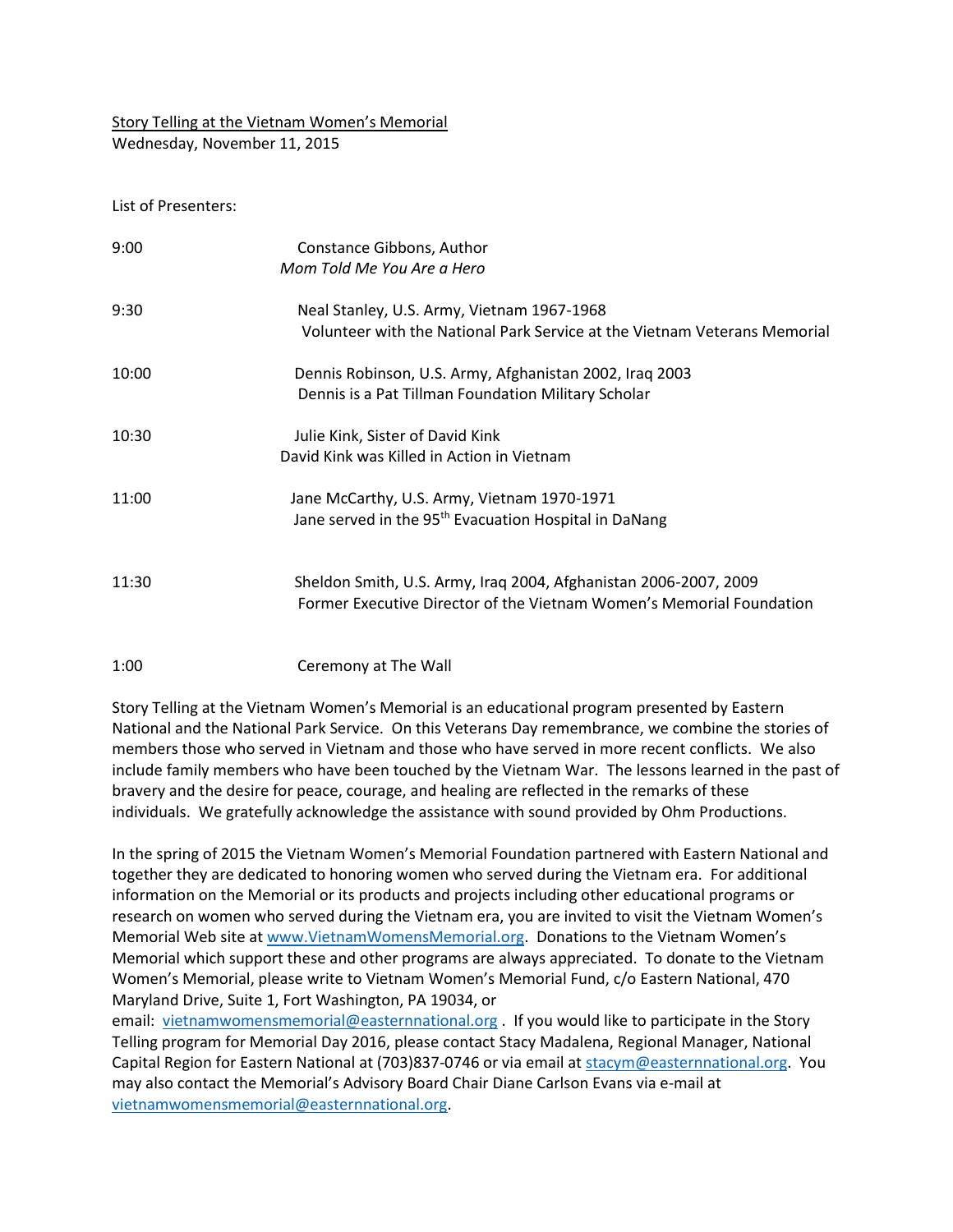Story Telling at the Vietnam Women's Memorial

Wednesday, November 11, 2015

List of Presenters:

| | |
|---|---|
| 9:00 | Constance Gibbons, Author<br>*Mom Told Me You Are a Hero* |
| 9:30 | Neal Stanley, U.S. Army, Vietnam 1967-1968<br>Volunteer with the National Park Service at the Vietnam Veterans Memorial |
| 10:00 | Dennis Robinson, U.S. Army, Afghanistan 2002, Iraq 2003<br>Dennis is a Pat Tillman Foundation Military Scholar |
| 10:30 | Julie Kink, Sister of David Kink<br>David Kink was Killed in Action in Vietnam |
| 11:00 | Jane McCarthy, U.S. Army, Vietnam 1970-1971<br>Jane served in the 95th Evacuation Hospital in DaNang |
| 11:30 | Sheldon Smith, U.S. Army, Iraq 2004, Afghanistan 2006-2007, 2009<br>Former Executive Director of the Vietnam Women's Memorial Foundation |
| 1:00 | Ceremony at The Wall |

Story Telling at the Vietnam Women's Memorial is an educational program presented by Eastern National and the National Park Service. On this Veterans Day remembrance, we combine the stories of members those who served in Vietnam and those who have served in more recent conflicts. We also include family members who have been touched by the Vietnam War. The lessons learned in the past of bravery and the desire for peace, courage, and healing are reflected in the remarks of these individuals. We gratefully acknowledge the assistance with sound provided by Ohm Productions.

In the spring of 2015 the Vietnam Women's Memorial Foundation partnered with Eastern National and together they are dedicated to honoring women who served during the Vietnam era. For additional information on the Memorial or its products and projects including other educational programs or research on women who served during the Vietnam era, you are invited to visit the Vietnam Women's Memorial Web site at www.VietnamWomensMemorial.org. Donations to the Vietnam Women's Memorial which support these and other programs are always appreciated. To donate to the Vietnam Women's Memorial, please write to Vietnam Women's Memorial Fund, c/o Eastern National, 470 Maryland Drive, Suite 1, Fort Washington, PA 19034, or email: vietnamwomensmemorial@easternnational.org . If you would like to participate in the Story Telling program for Memorial Day 2016, please contact Stacy Madalena, Regional Manager, National Capital Region for Eastern National at (703)837-0746 or via email at stacym@easternnational.org. You may also contact the Memorial's Advisory Board Chair Diane Carlson Evans via e-mail at vietnamwomensmemorial@easternnational.org.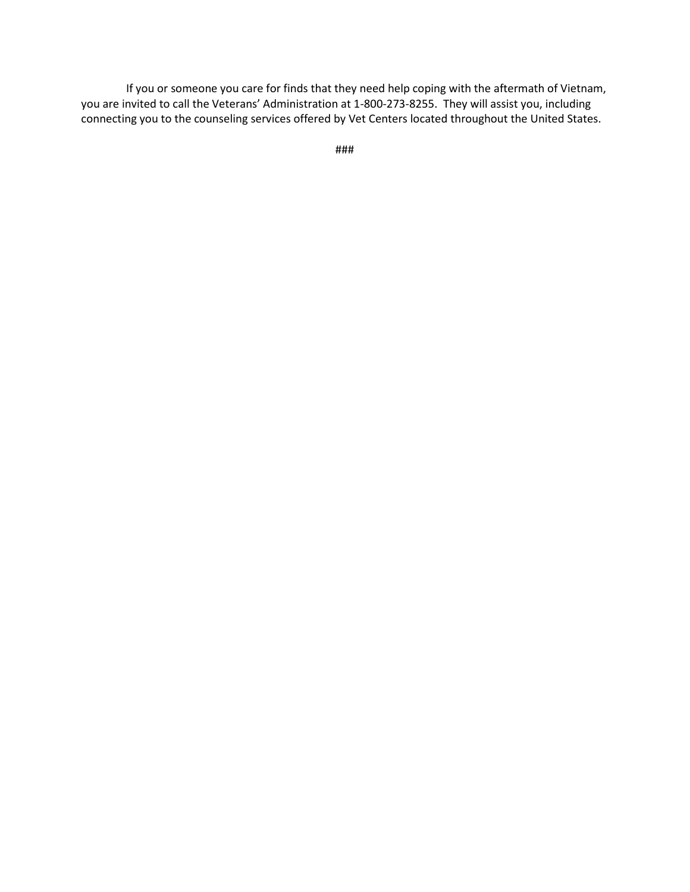If you or someone you care for finds that they need help coping with the aftermath of Vietnam, you are invited to call the Veterans' Administration at 1-800-273-8255. They will assist you, including connecting you to the counseling services offered by Vet Centers located throughout the United States.

###